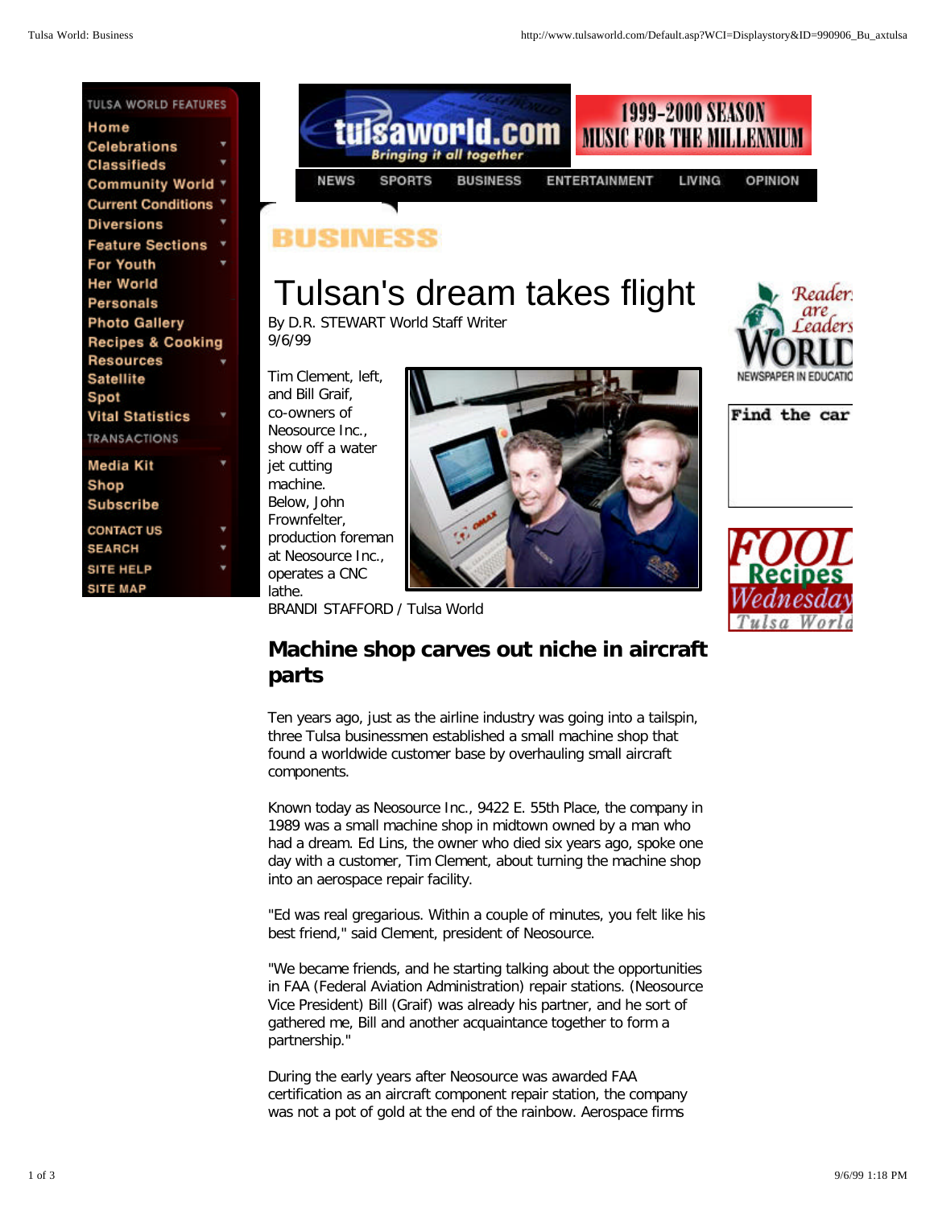# BUSINESS

# Tulsan's dream takes flight

By D.R. STEWART World Staff Writer
9/6/99

Tim Clement, left, and Bill Graif, co-owners of Neosource Inc., show off a water jet cutting machine. Below, John Frownfelter, production foreman at Neosource Inc., operates a CNC lathe.
BRANDI STAFFORD / Tulsa World

## Machine shop carves out niche in aircraft parts

Ten years ago, just as the airline industry was going into a tailspin, three Tulsa businessmen established a small machine shop that found a worldwide customer base by overhauling small aircraft components.

Known today as Neosource Inc., 9422 E. 55th Place, the company in 1989 was a small machine shop in midtown owned by a man who had a dream. Ed Lins, the owner who died six years ago, spoke one day with a customer, Tim Clement, about turning the machine shop into an aerospace repair facility.

"Ed was real gregarious. Within a couple of minutes, you felt like his best friend," said Clement, president of Neosource.

"We became friends, and he starting talking about the opportunities in FAA (Federal Aviation Administration) repair stations. (Neosource Vice President) Bill (Graif) was already his partner, and he sort of gathered me, Bill and another acquaintance together to form a partnership."

During the early years after Neosource was awarded FAA certification as an aircraft component repair station, the company was not a pot of gold at the end of the rainbow. Aerospace firms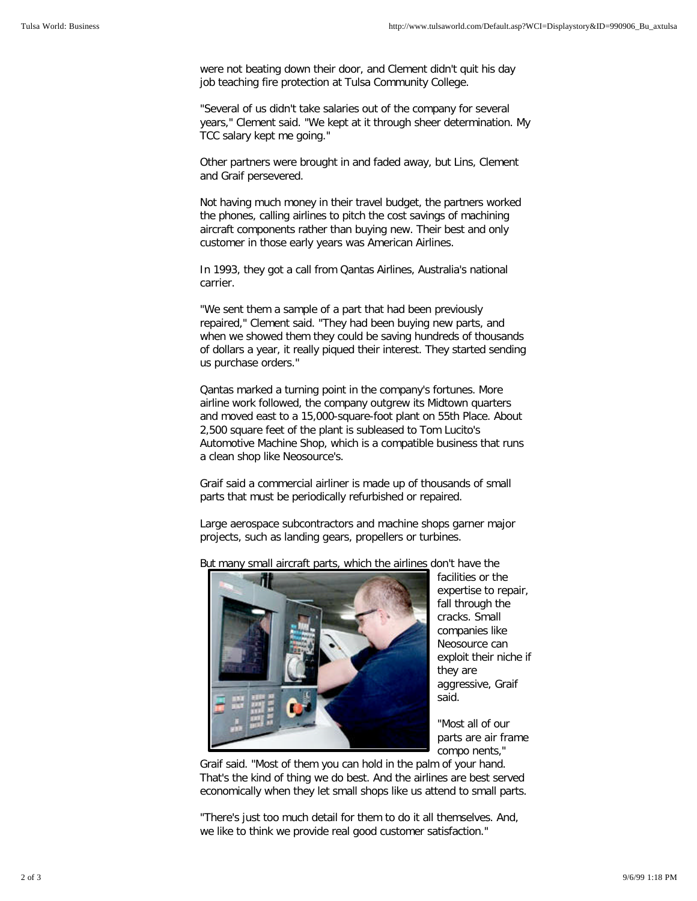were not beating down their door, and Clement didn't quit his day job teaching fire protection at Tulsa Community College.

"Several of us didn't take salaries out of the company for several years," Clement said. "We kept at it through sheer determination. My TCC salary kept me going."

Other partners were brought in and faded away, but Lins, Clement and Graif persevered.

Not having much money in their travel budget, the partners worked the phones, calling airlines to pitch the cost savings of machining aircraft components rather than buying new. Their best and only customer in those early years was American Airlines.

In 1993, they got a call from Qantas Airlines, Australia's national carrier.

"We sent them a sample of a part that had been previously repaired," Clement said. "They had been buying new parts, and when we showed them they could be saving hundreds of thousands of dollars a year, it really piqued their interest. They started sending us purchase orders."

Qantas marked a turning point in the company's fortunes. More airline work followed, the company outgrew its Midtown quarters and moved east to a 15,000-square-foot plant on 55th Place. About 2,500 square feet of the plant is subleased to Tom Lucito's Automotive Machine Shop, which is a compatible business that runs a clean shop like Neosource's.

Graif said a commercial airliner is made up of thousands of small parts that must be periodically refurbished or repaired.

Large aerospace subcontractors and machine shops garner major projects, such as landing gears, propellers or turbines.

But many small aircraft parts, which the airlines don't have the facilities or the expertise to repair, fall through the cracks. Small companies like Neosource can exploit their niche if they are aggressive, Graif said.

"Most all of our parts are air frame compo nents," Graif said. "Most of them you can hold in the palm of your hand. That's the kind of thing we do best. And the airlines are best served economically when they let small shops like us attend to small parts.

"There's just too much detail for them to do it all themselves. And, we like to think we provide real good customer satisfaction."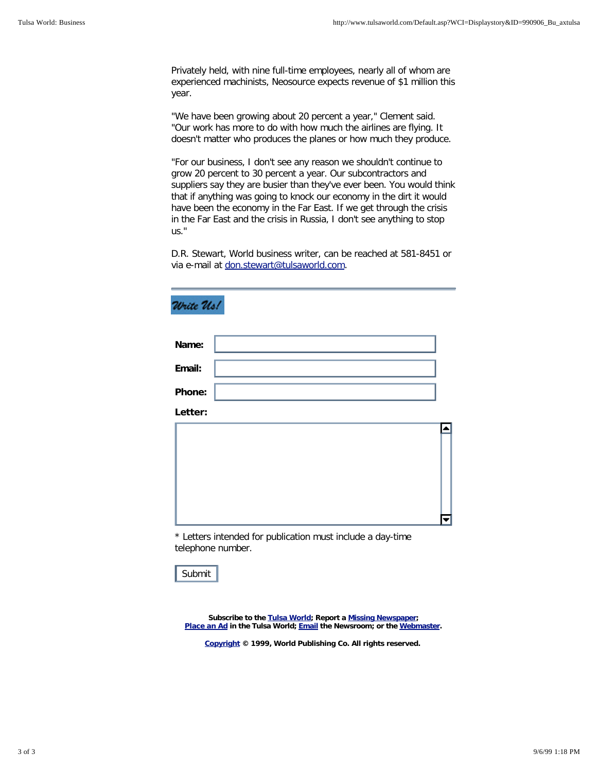Privately held, with nine full-time employees, nearly all of whom are experienced machinists, Neosource expects revenue of $1 million this year.

"We have been growing about 20 percent a year," Clement said. "Our work has more to do with how much the airlines are flying. It doesn't matter who produces the planes or how much they produce.

"For our business, I don't see any reason we shouldn't continue to grow 20 percent to 30 percent a year. Our subcontractors and suppliers say they are busier than they've ever been. You would think that if anything was going to knock our economy in the dirt it would have been the economy in the Far East. If we get through the crisis in the Far East and the crisis in Russia, I don't see anything to stop us."

D.R. Stewart, World business writer, can be reached at 581-8451 or via e-mail at don.stewart@tulsaworld.com.

---

*Write Us!*

**Name:**

**Email:**

**Phone:**

**Letter:**

* Letters intended for publication must include a day-time telephone number.

Submit

**Subscribe to the Tulsa World; Report a Missing Newspaper; Place an Ad in the Tulsa World; Email the Newsroom; or the Webmaster.**

**Copyright © 1999, World Publishing Co. All rights reserved.**